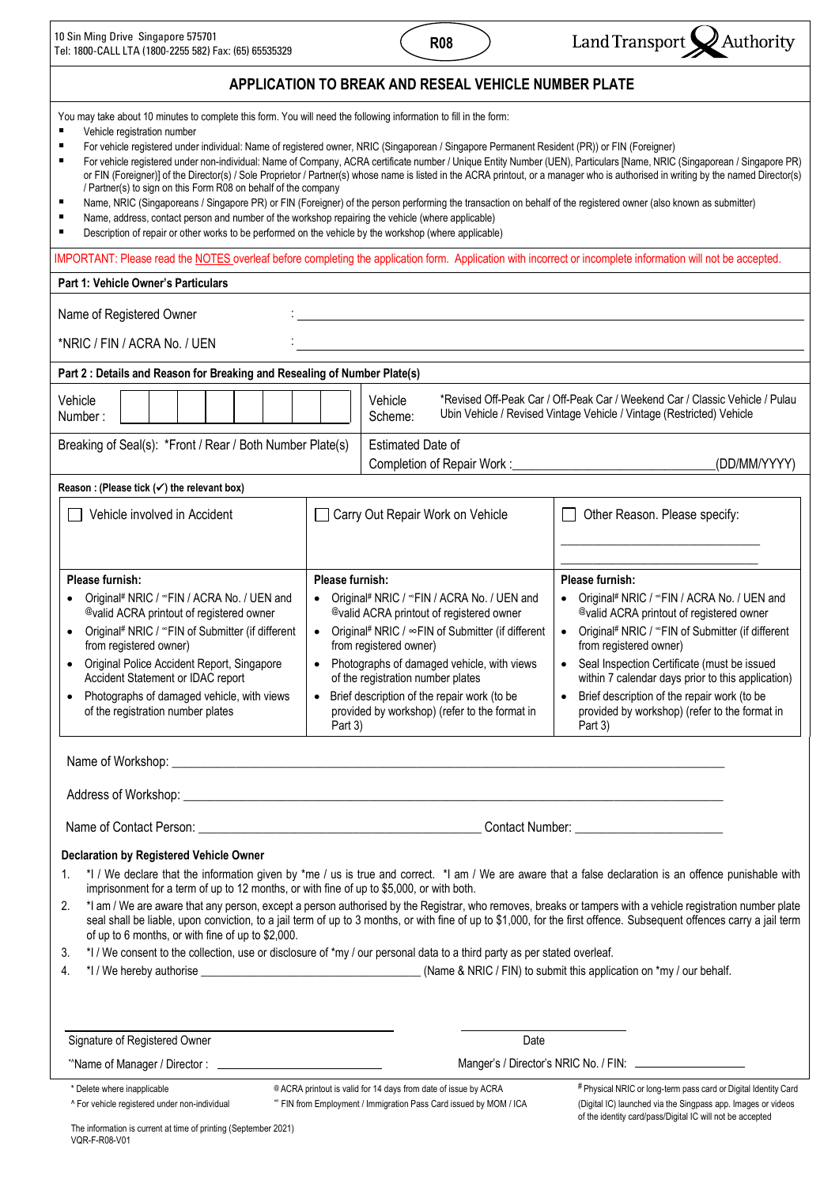10 Sin Ming Drive Singapore 575701
Tel: 1800-CALL LTA (1800-2255 582) Fax: (65) 65535329

**R08**

Land Transport Authority

# APPLICATION TO BREAK AND RESEAL VEHICLE NUMBER PLATE

You may take about 10 minutes to complete this form. You will need the following information to fill in the form:

- Vehicle registration number
- For vehicle registered under individual: Name of registered owner, NRIC (Singaporean / Singapore Permanent Resident (PR)) or FIN (Foreigner)
- For vehicle registered under non-individual: Name of Company, ACRA certificate number / Unique Entity Number (UEN), Particulars [Name, NRIC (Singaporean / Singapore PR) or FIN (Foreigner)] of the Director(s) / Sole Proprietor / Partner(s) whose name is listed in the ACRA printout, or a manager who is authorised in writing by the named Director(s) / Partner(s) to sign on this Form R08 on behalf of the company
- Name, NRIC (Singaporeans / Singapore PR) or FIN (Foreigner) of the person performing the transaction on behalf of the registered owner (also known as submitter)
- Name, address, contact person and number of the workshop repairing the vehicle (where applicable)
- Description of repair or other works to be performed on the vehicle by the workshop (where applicable)

IMPORTANT: Please read the NOTES overleaf before completing the application form. Application with incorrect or incomplete information will not be accepted.

## Part 1: Vehicle Owner's Particulars

Name of Registered Owner : ______________________________

*NRIC / FIN / ACRA No. / UEN : ______________________________

## Part 2 : Details and Reason for Breaking and Resealing of Number Plate(s)

| Vehicle Number : | ☐☐☐☐☐☐☐☐ | Vehicle Scheme: | *Revised Off-Peak Car / Off-Peak Car / Weekend Car / Classic Vehicle / Pulau Ubin Vehicle / Revised Vintage Vehicle / Vintage (Restricted) Vehicle |
|---|---|---|---|
| Breaking of Seal(s): *Front / Rear / Both Number Plate(s) | | Estimated Date of Completion of Repair Work : ______________ (DD/MM/YYYY) | |

**Reason : (Please tick (✓) the relevant box)**

| ☐ Vehicle involved in Accident | ☐ Carry Out Repair Work on Vehicle | ☐ Other Reason. Please specify: ______________ ______________ |
|---|---|---|
| **Please furnish:** <br>• Original# NRIC / ∞FIN / ACRA No. / UEN and @valid ACRA printout of registered owner <br>• Original# NRIC / ∞FIN of Submitter (if different from registered owner) <br>• Original Police Accident Report, Singapore Accident Statement or IDAC report <br>• Photographs of damaged vehicle, with views of the registration number plates | **Please furnish:** <br>• Original# NRIC / ∞FIN / ACRA No. / UEN and @valid ACRA printout of registered owner <br>• Original# NRIC / ∞FIN of Submitter (if different from registered owner) <br>• Photographs of damaged vehicle, with views of the registration number plates <br>• Brief description of the repair work (to be provided by workshop) (refer to the format in Part 3) | **Please furnish:** <br>• Original# NRIC / ∞FIN / ACRA No. / UEN and @valid ACRA printout of registered owner <br>• Original# NRIC / ∞FIN of Submitter (if different from registered owner) <br>• Seal Inspection Certificate (must be issued within 7 calendar days prior to this application) <br>• Brief description of the repair work (to be provided by workshop) (refer to the format in Part 3) |

Name of Workshop: ______________________________

Address of Workshop: ______________________________

Name of Contact Person: ______________________________ Contact Number: ______________

**Declaration by Registered Vehicle Owner**

1. *I / We declare that the information given by *me / us is true and correct. *I am / We are aware that a false declaration is an offence punishable with imprisonment for a term of up to 12 months, or with fine of up to $5,000, or with both.
2. *I am / We are aware that any person, except a person authorised by the Registrar, who removes, breaks or tampers with a vehicle registration number plate seal shall be liable, upon conviction, to a jail term of up to 3 months, or with fine of up to $1,000, for the first offence. Subsequent offences carry a jail term of up to 6 months, or with fine of up to $2,000.
3. *I / We consent to the collection, use or disclosure of *my / our personal data to a third party as per stated overleaf.
4. *I / We hereby authorise ______________________________ (Name & NRIC / FIN) to submit this application on *my / our behalf.

______________________________ ______________
Signature of Registered Owner Date

^Name of Manager / Director : ______________ Manger's / Director's NRIC No. / FIN: ______________

\* Delete where inapplicable
^ For vehicle registered under non-individual
@ ACRA printout is valid for 14 days from date of issue by ACRA
∞ FIN from Employment / Immigration Pass Card issued by MOM / ICA
\# Physical NRIC or long-term pass card or Digital Identity Card (Digital IC) launched via the Singpass app. Images or videos of the identity card/pass/Digital IC will not be accepted

The information is current at time of printing (September 2021)
VQR-F-R08-V01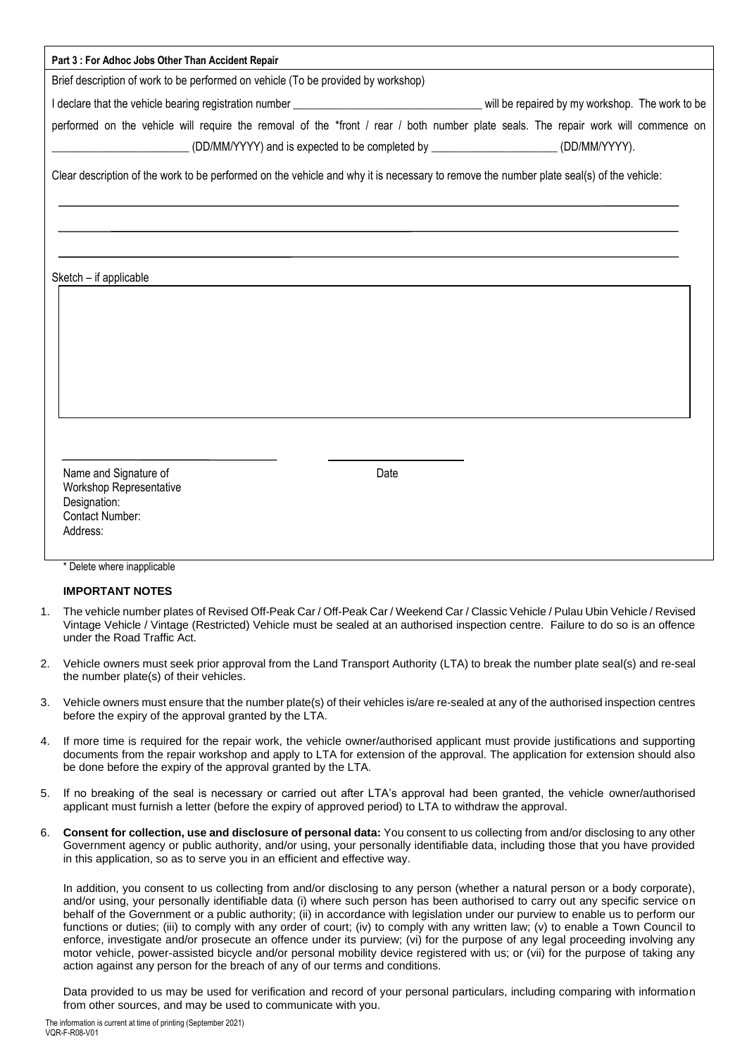**Part 3 : For Adhoc Jobs Other Than Accident Repair**

Brief description of work to be performed on vehicle (To be provided by workshop)

I declare that the vehicle bearing registration number ________________________________ will be repaired by my workshop. The work to be performed on the vehicle will require the removal of the *front / rear / both number plate seals. The repair work will commence on ______________________ (DD/MM/YYYY) and is expected to be completed by _____________________ (DD/MM/YYYY).

Clear description of the work to be performed on the vehicle and why it is necessary to remove the number plate seal(s) of the vehicle:

______________________________________________________________________

______________________________________________________________________

______________________________________________________________________

Sketch – if applicable

______________________ ______________________

Name and Signature of Workshop Representative | Date

Designation:
Contact Number:
Address:

\* Delete where inapplicable

**IMPORTANT NOTES**

1. The vehicle number plates of Revised Off-Peak Car / Off-Peak Car / Weekend Car / Classic Vehicle / Pulau Ubin Vehicle / Revised Vintage Vehicle / Vintage (Restricted) Vehicle must be sealed at an authorised inspection centre. Failure to do so is an offence under the Road Traffic Act.

2. Vehicle owners must seek prior approval from the Land Transport Authority (LTA) to break the number plate seal(s) and re-seal the number plate(s) of their vehicles.

3. Vehicle owners must ensure that the number plate(s) of their vehicles is/are re-sealed at any of the authorised inspection centres before the expiry of the approval granted by the LTA.

4. If more time is required for the repair work, the vehicle owner/authorised applicant must provide justifications and supporting documents from the repair workshop and apply to LTA for extension of the approval. The application for extension should also be done before the expiry of the approval granted by the LTA.

5. If no breaking of the seal is necessary or carried out after LTA's approval had been granted, the vehicle owner/authorised applicant must furnish a letter (before the expiry of approved period) to LTA to withdraw the approval.

6. **Consent for collection, use and disclosure of personal data:** You consent to us collecting from and/or disclosing to any other Government agency or public authority, and/or using, your personally identifiable data, including those that you have provided in this application, so as to serve you in an efficient and effective way.

   In addition, you consent to us collecting from and/or disclosing to any person (whether a natural person or a body corporate), and/or using, your personally identifiable data (i) where such person has been authorised to carry out any specific service on behalf of the Government or a public authority; (ii) in accordance with legislation under our purview to enable us to perform our functions or duties; (iii) to comply with any order of court; (iv) to comply with any written law; (v) to enable a Town Council to enforce, investigate and/or prosecute an offence under its purview; (vi) for the purpose of any legal proceeding involving any motor vehicle, power-assisted bicycle and/or personal mobility device registered with us; or (vii) for the purpose of taking any action against any person for the breach of any of our terms and conditions.

   Data provided to us may be used for verification and record of your personal particulars, including comparing with information from other sources, and may be used to communicate with you.

The information is current at time of printing (September 2021)
VQR-F-R08-V01